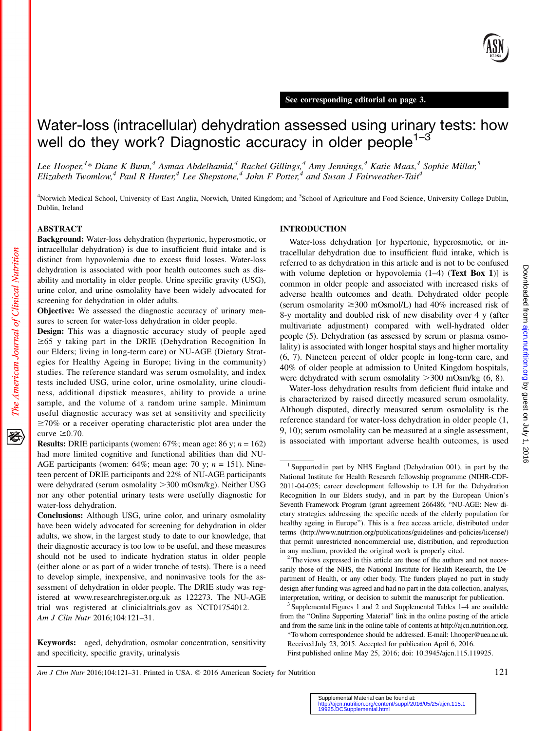See corresponding editorial on page 3.

# Water-loss (intracellular) dehydration assessed using urinary tests: how well do they work? Diagnostic accuracy in older people[1–3]

*Lee Hooper,[4]* Diane K Bunn,[4] Asmaa Abdelhamid,[4] Rachel Gillings,[4] Amy Jennings,[4] Katie Maas,[4] Sophie Millar,[5] Elizabeth Twomlow,[4] Paul R Hunter,[4] Lee Shepstone,[4] John F Potter,[4] and Susan J Fairweather-Tait[4]*

[4]Norwich Medical School, University of East Anglia, Norwich, United Kingdom; and [5]School of Agriculture and Food Science, University College Dublin, Dublin, Ireland

## ABSTRACT

**Background:** Water-loss dehydration (hypertonic, hyperosmotic, or intracellular dehydration) is due to insufficient fluid intake and is distinct from hypovolemia due to excess fluid losses. Water-loss dehydration is associated with poor health outcomes such as disability and mortality in older people. Urine specific gravity (USG), urine color, and urine osmolality have been widely advocated for screening for dehydration in older adults.

**Objective:** We assessed the diagnostic accuracy of urinary measures to screen for water-loss dehydration in older people.

**Design:** This was a diagnostic accuracy study of people aged ≥65 y taking part in the DRIE (Dehydration Recognition In our Elders; living in long-term care) or NU-AGE (Dietary Strategies for Healthy Ageing in Europe; living in the community) studies. The reference standard was serum osmolality, and index tests included USG, urine color, urine osmolality, urine cloudiness, additional dipstick measures, ability to provide a urine sample, and the volume of a random urine sample. Minimum useful diagnostic accuracy was set at sensitivity and specificity ≥70% or a receiver operating characteristic plot area under the curve ≥0.70.

**Results:** DRIE participants (women: 67%; mean age: 86 y; $n = 162$) had more limited cognitive and functional abilities than did NU-AGE participants (women: 64%; mean age: 70 y; $n = 151$). Nineteen percent of DRIE participants and 22% of NU-AGE participants were dehydrated (serum osmolality >300 mOsm/kg). Neither USG nor any other potential urinary tests were usefully diagnostic for water-loss dehydration.

**Conclusions:** Although USG, urine color, and urinary osmolality have been widely advocated for screening for dehydration in older adults, we show, in the largest study to date to our knowledge, that their diagnostic accuracy is too low to be useful, and these measures should not be used to indicate hydration status in older people (either alone or as part of a wider tranche of tests). There is a need to develop simple, inexpensive, and noninvasive tools for the assessment of dehydration in older people. The DRIE study was registered at www.researchregister.org.uk as 122273. The NU-AGE trial was registered at clinicialtrials.gov as NCT01754012. *Am J Clin Nutr* 2016;104:121–31.

**Keywords:** aged, dehydration, osmolar concentration, sensitivity and specificity, specific gravity, urinalysis

## INTRODUCTION

Water-loss dehydration [or hypertonic, hyperosmotic, or intracellular dehydration due to insufficient fluid intake, which is referred to as dehydration in this article and is not to be confused with volume depletion or hypovolemia (1–4) (**Text Box 1**)] is common in older people and associated with increased risks of adverse health outcomes and death. Dehydrated older people (serum osmolarity ≥300 mOsmol/L) had 40% increased risk of 8-y mortality and doubled risk of new disability over 4 y (after multivariate adjustment) compared with well-hydrated older people (5). Dehydration (as assessed by serum or plasma osmolality) is associated with longer hospital stays and higher mortality (6, 7). Nineteen percent of older people in long-term care, and 40% of older people at admission to United Kingdom hospitals, were dehydrated with serum osmolality >300 mOsm/kg (6, 8).

Water-loss dehydration results from deficient fluid intake and is characterized by raised directly measured serum osmolality. Although disputed, directly measured serum osmolality is the reference standard for water-loss dehydration in older people (1, 9, 10); serum osmolality can be measured at a single assessment, is associated with important adverse health outcomes, is used

---

[1] Supported in part by NHS England (Dehydration 001), in part by the National Institute for Health Research fellowship programme (NIHR-CDF-2011-04-025; career development fellowship to LH for the Dehydration Recognition In our Elders study), and in part by the European Union's Seventh Framework Program (grant agreement 266486; "NU-AGE: New dietary strategies addressing the specific needs of the elderly population for healthy ageing in Europe"). This is a free access article, distributed under terms (http://www.nutrition.org/publications/guidelines-and-policies/license/) that permit unrestricted noncommercial use, distribution, and reproduction in any medium, provided the original work is properly cited.

[2] The views expressed in this article are those of the authors and not necessarily those of the NHS, the National Institute for Health Research, the Department of Health, or any other body. The funders played no part in study design after funding was agreed and had no part in the data collection, analysis, interpretation, writing, or decision to submit the manuscript for publication.

[3] Supplemental Figures 1 and 2 and Supplemental Tables 1–4 are available from the "Online Supporting Material" link in the online posting of the article and from the same link in the online table of contents at http://ajcn.nutrition.org.

*To whom correspondence should be addressed. E-mail: l.hooper@uea.ac.uk.

Received July 23, 2015. Accepted for publication April 6, 2016.

First published online May 25, 2016; doi: 10.3945/ajcn.115.119925.

Supplemental Material can be found at: http://ajcn.nutrition.org/content/suppl/2016/05/25/ajcn.115.119925.DCSupplemental.html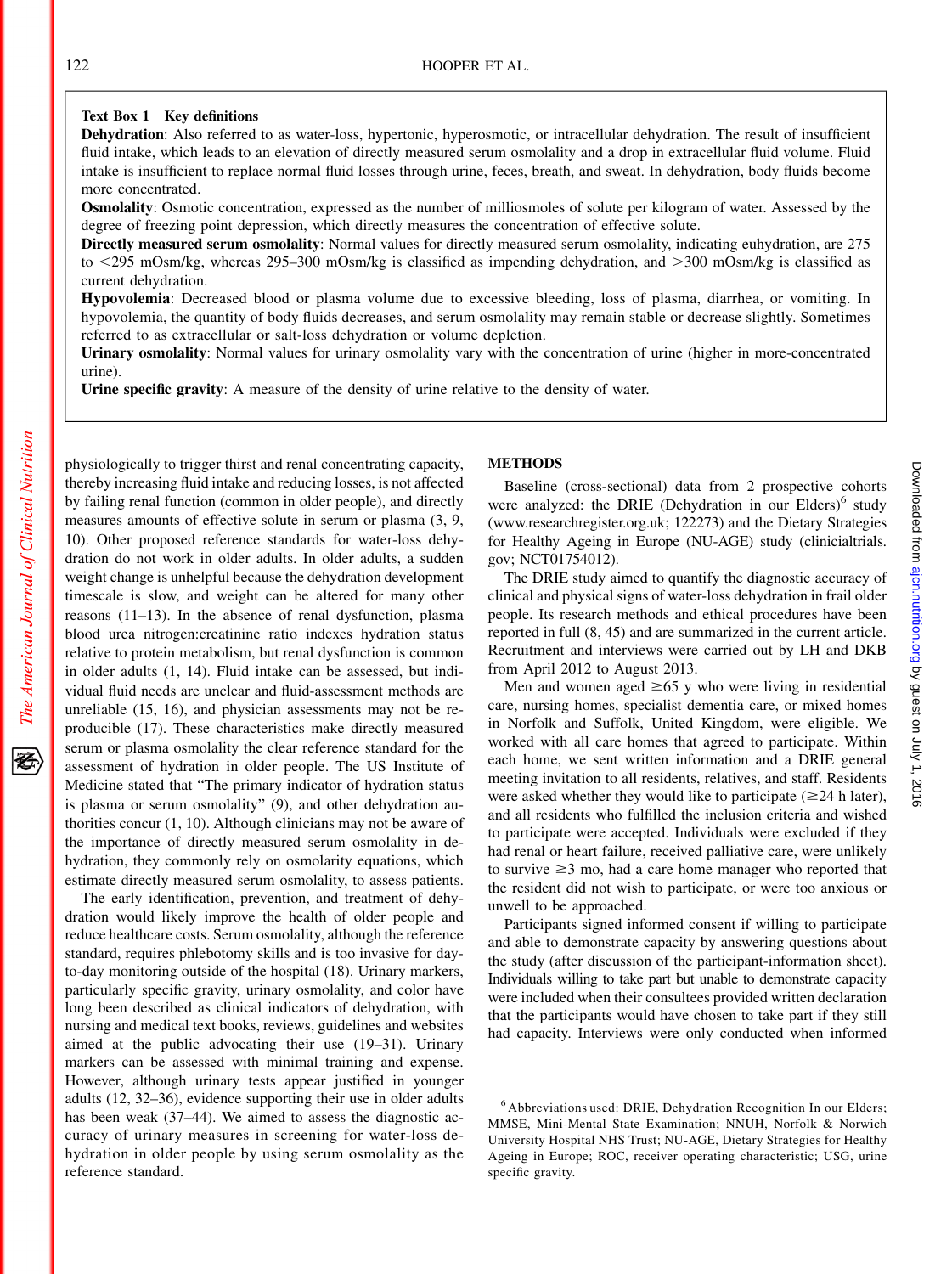**Text Box 1 Key definitions**

**Dehydration**: Also referred to as water-loss, hypertonic, hyperosmotic, or intracellular dehydration. The result of insufficient fluid intake, which leads to an elevation of directly measured serum osmolality and a drop in extracellular fluid volume. Fluid intake is insufficient to replace normal fluid losses through urine, feces, breath, and sweat. In dehydration, body fluids become more concentrated.

**Osmolality**: Osmotic concentration, expressed as the number of milliosmoles of solute per kilogram of water. Assessed by the degree of freezing point depression, which directly measures the concentration of effective solute.

**Directly measured serum osmolality**: Normal values for directly measured serum osmolality, indicating euhydration, are 275 to <295 mOsm/kg, whereas 295–300 mOsm/kg is classified as impending dehydration, and >300 mOsm/kg is classified as current dehydration.

**Hypovolemia**: Decreased blood or plasma volume due to excessive bleeding, loss of plasma, diarrhea, or vomiting. In hypovolemia, the quantity of body fluids decreases, and serum osmolality may remain stable or decrease slightly. Sometimes referred to as extracellular or salt-loss dehydration or volume depletion.

**Urinary osmolality**: Normal values for urinary osmolality vary with the concentration of urine (higher in more-concentrated urine).

**Urine specific gravity**: A measure of the density of urine relative to the density of water.

physiologically to trigger thirst and renal concentrating capacity, thereby increasing fluid intake and reducing losses, is not affected by failing renal function (common in older people), and directly measures amounts of effective solute in serum or plasma (3, 9, 10). Other proposed reference standards for water-loss dehydration do not work in older adults. In older adults, a sudden weight change is unhelpful because the dehydration development timescale is slow, and weight can be altered for many other reasons (11–13). In the absence of renal dysfunction, plasma blood urea nitrogen:creatinine ratio indexes hydration status relative to protein metabolism, but renal dysfunction is common in older adults (1, 14). Fluid intake can be assessed, but individual fluid needs are unclear and fluid-assessment methods are unreliable (15, 16), and physician assessments may not be reproducible (17). These characteristics make directly measured serum or plasma osmolality the clear reference standard for the assessment of hydration in older people. The US Institute of Medicine stated that "The primary indicator of hydration status is plasma or serum osmolality" (9), and other dehydration authorities concur (1, 10). Although clinicians may not be aware of the importance of directly measured serum osmolality in dehydration, they commonly rely on osmolality equations, which estimate directly measured serum osmolality, to assess patients.

The early identification, prevention, and treatment of dehydration would likely improve the health of older people and reduce healthcare costs. Serum osmolality, although the reference standard, requires phlebotomy skills and is too invasive for day-to-day monitoring outside of the hospital (18). Urinary markers, particularly specific gravity, urinary osmolality, and color have long been described as clinical indicators of dehydration, with nursing and medical text books, reviews, guidelines and websites aimed at the public advocating their use (19–31). Urinary markers can be assessed with minimal training and expense. However, although urinary tests appear justified in younger adults (12, 32–36), evidence supporting their use in older adults has been weak (37–44). We aimed to assess the diagnostic accuracy of urinary measures in screening for water-loss dehydration in older people by using serum osmolality as the reference standard.

## METHODS

Baseline (cross-sectional) data from 2 prospective cohorts were analyzed: the DRIE (Dehydration in our Elders)[6] study (www.researchregister.org.uk; 122273) and the Dietary Strategies for Healthy Ageing in Europe (NU-AGE) study (clinicialtrials.gov; NCT01754012).

The DRIE study aimed to quantify the diagnostic accuracy of clinical and physical signs of water-loss dehydration in frail older people. Its research methods and ethical procedures have been reported in full (8, 45) and are summarized in the current article. Recruitment and interviews were carried out by LH and DKB from April 2012 to August 2013.

Men and women aged ≥65 y who were living in residential care, nursing homes, specialist dementia care, or mixed homes in Norfolk and Suffolk, United Kingdom, were eligible. We worked with all care homes that agreed to participate. Within each home, we sent written information and a DRIE general meeting invitation to all residents, relatives, and staff. Residents were asked whether they would like to participate (≥24 h later), and all residents who fulfilled the inclusion criteria and wished to participate were accepted. Individuals were excluded if they had renal or heart failure, received palliative care, were unlikely to survive ≥3 mo, had a care home manager who reported that the resident did not wish to participate, or were too anxious or unwell to be approached.

Participants signed informed consent if willing to participate and able to demonstrate capacity by answering questions about the study (after discussion of the participant-information sheet). Individuals willing to take part but unable to demonstrate capacity were included when their consultees provided written declaration that the participants would have chosen to take part if they still had capacity. Interviews were only conducted when informed

[6] Abbreviations used: DRIE, Dehydration Recognition In our Elders; MMSE, Mini-Mental State Examination; NNUH, Norfolk & Norwich University Hospital NHS Trust; NU-AGE, Dietary Strategies for Healthy Ageing in Europe; ROC, receiver operating characteristic; USG, urine specific gravity.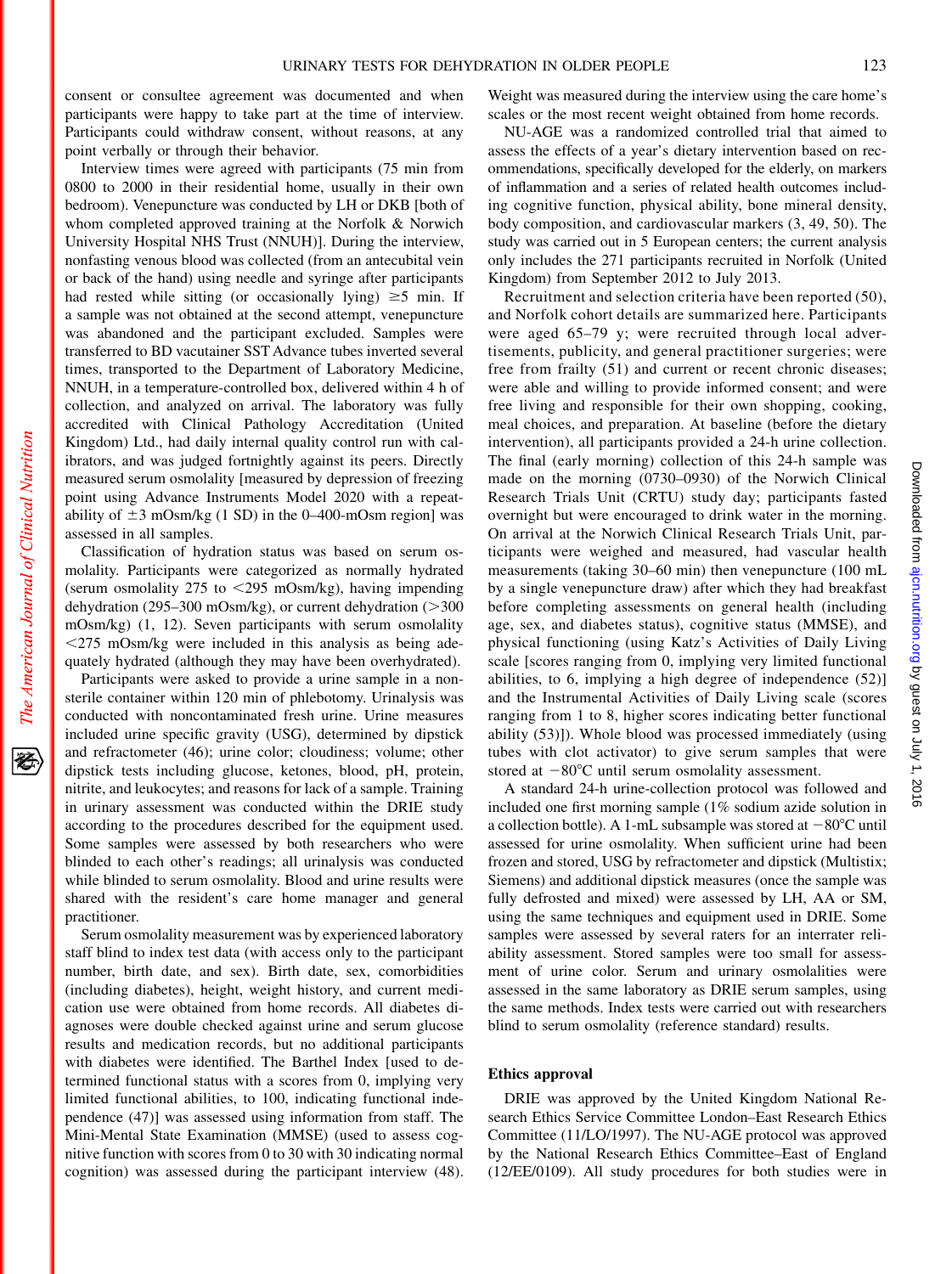consent or consultee agreement was documented and when participants were happy to take part at the time of interview. Participants could withdraw consent, without reasons, at any point verbally or through their behavior.

Interview times were agreed with participants (75 min from 0800 to 2000 in their residential home, usually in their own bedroom). Venepuncture was conducted by LH or DKB [both of whom completed approved training at the Norfolk & Norwich University Hospital NHS Trust (NNUH)]. During the interview, nonfasting venous blood was collected (from an antecubital vein or back of the hand) using needle and syringe after participants had rested while sitting (or occasionally lying) ≥5 min. If a sample was not obtained at the second attempt, venepuncture was abandoned and the participant excluded. Samples were transferred to BD vacutainer SST Advance tubes inverted several times, transported to the Department of Laboratory Medicine, NNUH, in a temperature-controlled box, delivered within 4 h of collection, and analyzed on arrival. The laboratory was fully accredited with Clinical Pathology Accreditation (United Kingdom) Ltd., had daily internal quality control run with calibrators, and was judged fortnightly against its peers. Directly measured serum osmolality [measured by depression of freezing point using Advance Instruments Model 2020 with a repeatability of ±3 mOsm/kg (1 SD) in the 0–400-mOsm region] was assessed in all samples.

Classification of hydration status was based on serum osmolality. Participants were categorized as normally hydrated (serum osmolality 275 to <295 mOsm/kg), having impending dehydration (295–300 mOsm/kg), or current dehydration (>300 mOsm/kg) (1, 12). Seven participants with serum osmolality <275 mOsm/kg were included in this analysis as being adequately hydrated (although they may have been overhydrated).

Participants were asked to provide a urine sample in a nonsterile container within 120 min of phlebotomy. Urinalysis was conducted with noncontaminated fresh urine. Urine measures included urine specific gravity (USG), determined by dipstick and refractometer (46); urine color; cloudiness; volume; other dipstick tests including glucose, ketones, blood, pH, protein, nitrite, and leukocytes; and reasons for lack of a sample. Training in urinary assessment was conducted within the DRIE study according to the procedures described for the equipment used. Some samples were assessed by both researchers who were blinded to each other's readings; all urinalysis was conducted while blinded to serum osmolality. Blood and urine results were shared with the resident's care home manager and general practitioner.

Serum osmolality measurement was by experienced laboratory staff blind to index test data (with access only to the participant number, birth date, and sex). Birth date, sex, comorbidities (including diabetes), height, weight history, and current medication use were obtained from home records. All diabetes diagnoses were double checked against urine and serum glucose results and medication records, but no additional participants with diabetes were identified. The Barthel Index [used to determined functional status with a scores from 0, implying very limited functional abilities, to 100, indicating functional independence (47)] was assessed using information from staff. The Mini-Mental State Examination (MMSE) (used to assess cognitive function with scores from 0 to 30 with 30 indicating normal cognition) was assessed during the participant interview (48). Weight was measured during the interview using the care home's scales or the most recent weight obtained from home records.

NU-AGE was a randomized controlled trial that aimed to assess the effects of a year's dietary intervention based on recommendations, specifically developed for the elderly, on markers of inflammation and a series of related health outcomes including cognitive function, physical ability, bone mineral density, body composition, and cardiovascular markers (3, 49, 50). The study was carried out in 5 European centers; the current analysis only includes the 271 participants recruited in Norfolk (United Kingdom) from September 2012 to July 2013.

Recruitment and selection criteria have been reported (50), and Norfolk cohort details are summarized here. Participants were aged 65–79 y; were recruited through local advertisements, publicity, and general practitioner surgeries; were free from frailty (51) and current or recent chronic diseases; were able and willing to provide informed consent; and were free living and responsible for their own shopping, cooking, meal choices, and preparation. At baseline (before the dietary intervention), all participants provided a 24-h urine collection. The final (early morning) collection of this 24-h sample was made on the morning (0730–0930) of the Norwich Clinical Research Trials Unit (CRTU) study day; participants fasted overnight but were encouraged to drink water in the morning. On arrival at the Norwich Clinical Research Trials Unit, participants were weighed and measured, had vascular health measurements (taking 30–60 min) then venepuncture (100 mL by a single venepuncture draw) after which they had breakfast before completing assessments on general health (including age, sex, and diabetes status), cognitive status (MMSE), and physical functioning (using Katz's Activities of Daily Living scale [scores ranging from 0, implying very limited functional abilities, to 6, implying a high degree of independence (52)] and the Instrumental Activities of Daily Living scale (scores ranging from 1 to 8, higher scores indicating better functional ability (53)]). Whole blood was processed immediately (using tubes with clot activator) to give serum samples that were stored at −80°C until serum osmolality assessment.

A standard 24-h urine-collection protocol was followed and included one first morning sample (1% sodium azide solution in a collection bottle). A 1-mL subsample was stored at −80°C until assessed for urine osmolality. When sufficient urine had been frozen and stored, USG by refractometer and dipstick (Multistix; Siemens) and additional dipstick measures (once the sample was fully defrosted and mixed) were assessed by LH, AA or SM, using the same techniques and equipment used in DRIE. Some samples were assessed by several raters for an interrater reliability assessment. Stored samples were too small for assessment of urine color. Serum and urinary osmolalities were assessed in the same laboratory as DRIE serum samples, using the same methods. Index tests were carried out with researchers blind to serum osmolality (reference standard) results.

## Ethics approval

DRIE was approved by the United Kingdom National Research Ethics Service Committee London–East Research Ethics Committee (11/LO/1997). The NU-AGE protocol was approved by the National Research Ethics Committee–East of England (12/EE/0109). All study procedures for both studies were in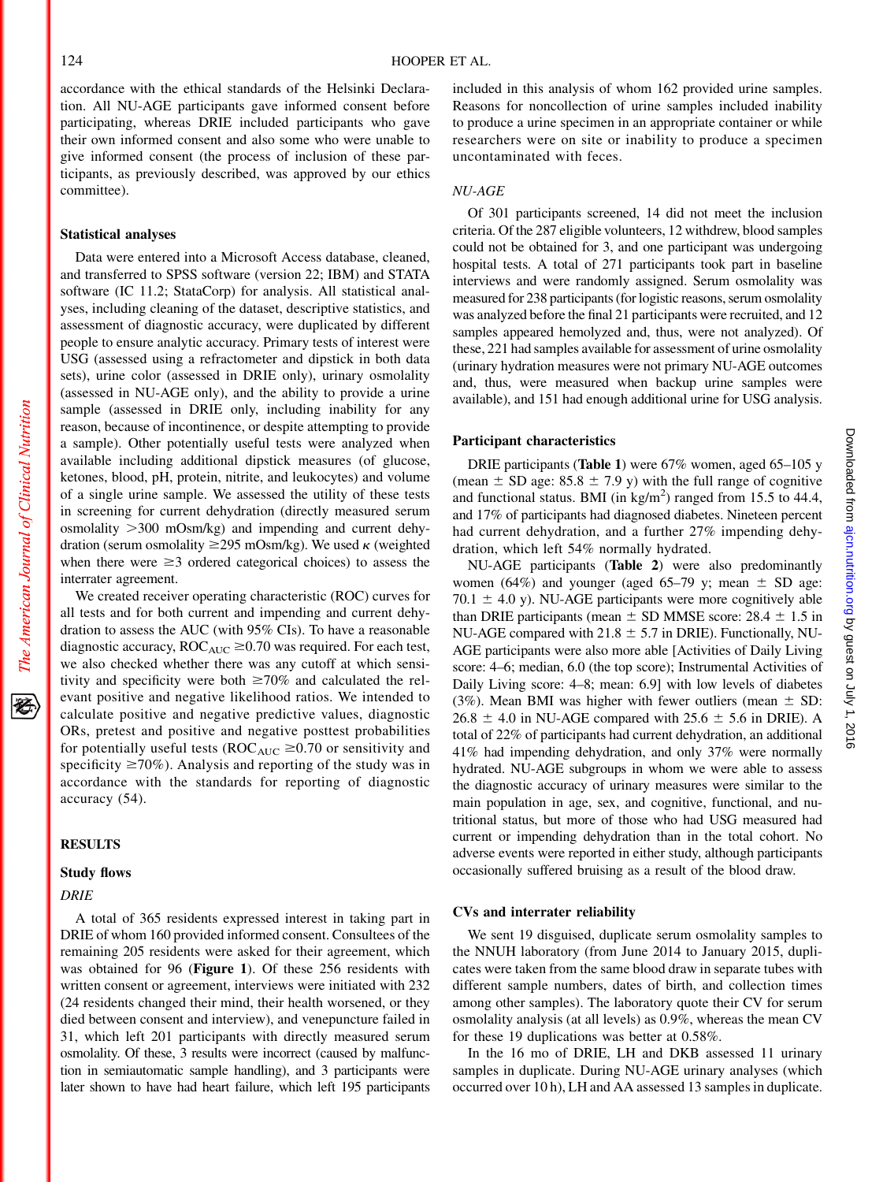accordance with the ethical standards of the Helsinki Declaration. All NU-AGE participants gave informed consent before participating, whereas DRIE included participants who gave their own informed consent and also some who were unable to give informed consent (the process of inclusion of these participants, as previously described, was approved by our ethics committee).

### Statistical analyses

Data were entered into a Microsoft Access database, cleaned, and transferred to SPSS software (version 22; IBM) and STATA software (IC 11.2; StataCorp) for analysis. All statistical analyses, including cleaning of the dataset, descriptive statistics, and assessment of diagnostic accuracy, were duplicated by different people to ensure analytic accuracy. Primary tests of interest were USG (assessed using a refractometer and dipstick in both data sets), urine color (assessed in DRIE only), urinary osmolality (assessed in NU-AGE only), and the ability to provide a urine sample (assessed in DRIE only, including inability for any reason, because of incontinence, or despite attempting to provide a sample). Other potentially useful tests were analyzed when available including additional dipstick measures (of glucose, ketones, blood, pH, protein, nitrite, and leukocytes) and volume of a single urine sample. We assessed the utility of these tests in screening for current dehydration (directly measured serum osmolality >300 mOsm/kg) and impending and current dehydration (serum osmolality ≥295 mOsm/kg). We used $\kappa$ (weighted when there were ≥3 ordered categorical choices) to assess the interrater agreement.

We created receiver operating characteristic (ROC) curves for all tests and for both current and impending and current dehydration to assess the AUC (with 95% CIs). To have a reasonable diagnostic accuracy, $ROC_{AUC}$ ≥0.70 was required. For each test, we also checked whether there was any cutoff at which sensitivity and specificity were both ≥70% and calculated the relevant positive and negative likelihood ratios. We intended to calculate positive and negative predictive values, diagnostic ORs, pretest and positive and negative posttest probabilities for potentially useful tests ($ROC_{AUC}$ ≥0.70 or sensitivity and specificity ≥70%). Analysis and reporting of the study was in accordance with the standards for reporting of diagnostic accuracy (54).

## RESULTS

### Study flows

*DRIE*

A total of 365 residents expressed interest in taking part in DRIE of whom 160 provided informed consent. Consultees of the remaining 205 residents were asked for their agreement, which was obtained for 96 (**Figure 1**). Of these 256 residents with written consent or agreement, interviews were initiated with 232 (24 residents changed their mind, their health worsened, or they died between consent and interview), and venepuncture failed in 31, which left 201 participants with directly measured serum osmolality. Of these, 3 results were incorrect (caused by malfunction in semiautomatic sample handling), and 3 participants were later shown to have had heart failure, which left 195 participants included in this analysis of whom 162 provided urine samples. Reasons for noncollection of urine samples included inability to produce a urine specimen in an appropriate container or while researchers were on site or inability to produce a specimen uncontaminated with feces.

*NU-AGE*

Of 301 participants screened, 14 did not meet the inclusion criteria. Of the 287 eligible volunteers, 12 withdrew, blood samples could not be obtained for 3, and one participant was undergoing hospital tests. A total of 271 participants took part in baseline interviews and were randomly assigned. Serum osmolality was measured for 238 participants (for logistic reasons, serum osmolality was analyzed before the final 21 participants were recruited, and 12 samples appeared hemolyzed and, thus, were not analyzed). Of these, 221 had samples available for assessment of urine osmolality (urinary hydration measures were not primary NU-AGE outcomes and, thus, were measured when backup urine samples were available), and 151 had enough additional urine for USG analysis.

### Participant characteristics

DRIE participants (**Table 1**) were 67% women, aged 65–105 y (mean ± SD age: 85.8 ± 7.9 y) with the full range of cognitive and functional status. BMI (in kg/m$^2$) ranged from 15.5 to 44.4, and 17% of participants had diagnosed diabetes. Nineteen percent had current dehydration, and a further 27% impending dehydration, which left 54% normally hydrated.

NU-AGE participants (**Table 2**) were also predominantly women (64%) and younger (aged 65–79 y; mean ± SD age: 70.1 ± 4.0 y). NU-AGE participants were more cognitively able than DRIE participants (mean ± SD MMSE score: 28.4 ± 1.5 in NU-AGE compared with 21.8 ± 5.7 in DRIE). Functionally, NU-AGE participants were also more able [Activities of Daily Living score: 4–6; median, 6.0 (the top score); Instrumental Activities of Daily Living score: 4–8; mean: 6.9] with low levels of diabetes (3%). Mean BMI was higher with fewer outliers (mean ± SD: 26.8 ± 4.0 in NU-AGE compared with 25.6 ± 5.6 in DRIE). A total of 22% of participants had current dehydration, an additional 41% had impending dehydration, and only 37% were normally hydrated. NU-AGE subgroups in whom we were able to assess the diagnostic accuracy of urinary measures were similar to the main population in age, sex, and cognitive, functional, and nutritional status, but more of those who had USG measured had current or impending dehydration than in the total cohort. No adverse events were reported in either study, although participants occasionally suffered bruising as a result of the blood draw.

### CVs and interrater reliability

We sent 19 disguised, duplicate serum osmolality samples to the NNUH laboratory (from June 2014 to January 2015, duplicates were taken from the same blood draw in separate tubes with different sample numbers, dates of birth, and collection times among other samples). The laboratory quote their CV for serum osmolality analysis (at all levels) as 0.9%, whereas the mean CV for these 19 duplications was better at 0.58%.

In the 16 mo of DRIE, LH and DKB assessed 11 urinary samples in duplicate. During NU-AGE urinary analyses (which occurred over 10 h), LH and AA assessed 13 samples in duplicate.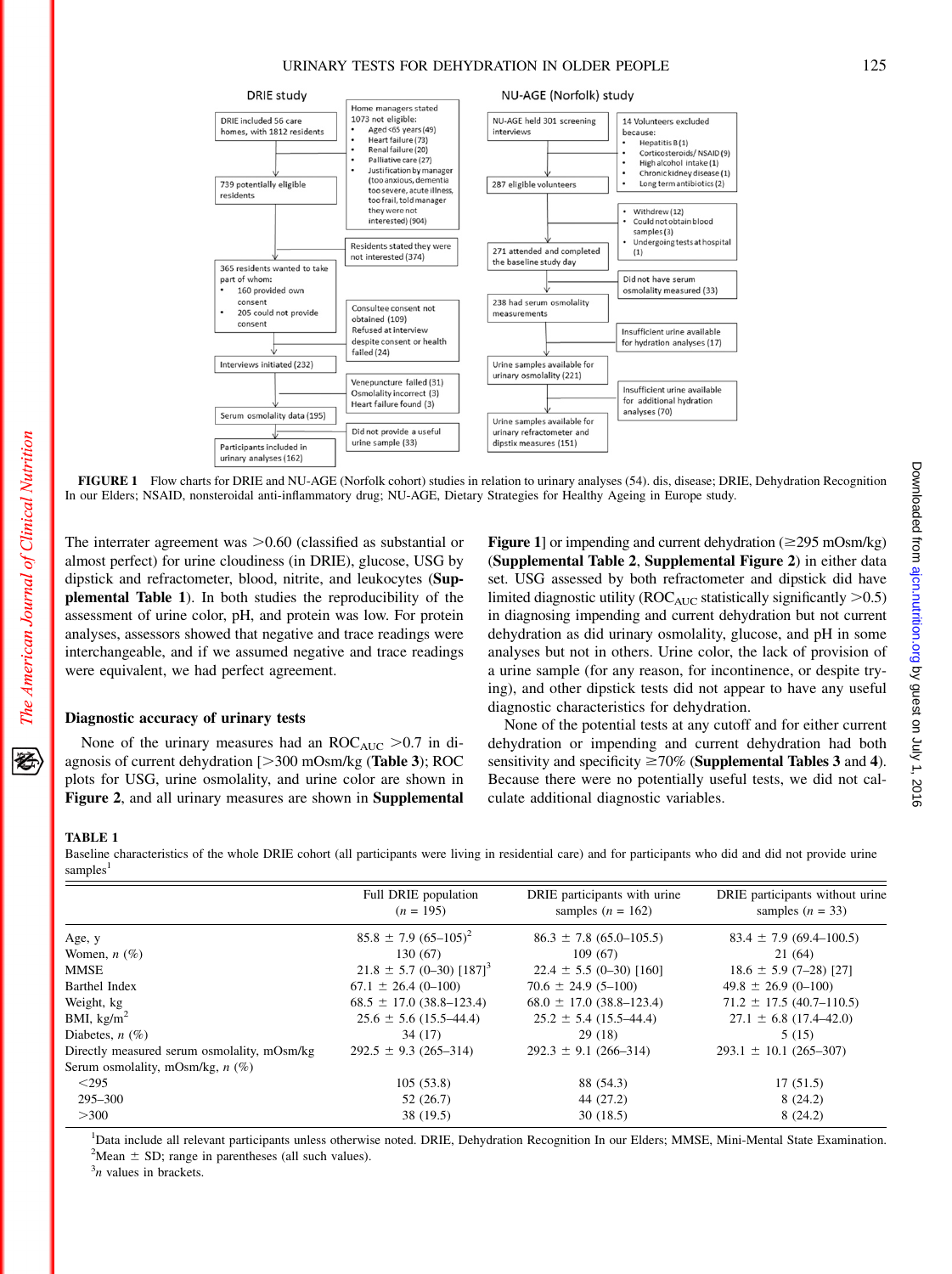DRIE study

| | |
|---|---|
| DRIE included 56 care homes, with 1812 residents | Home managers stated 1073 not eligible: • Aged <65 years (49) • Heart failure (73) • Renal failure (20) • Palliative care (27) • Justification by manager (too anxious, dementia too severe, acute illness, too frail, told manager they were not interested) (904) |
| 739 potentially eligible residents | Residents stated they were not interested (374) |
| 365 residents wanted to take part of whom: • 160 provided own consent • 205 could not provide consent | Consultee consent not obtained (109) Refused at interview despite consent or health failed (24) |
| Interviews initiated (232) | Venepuncture failed (31) Osmolality incorrect (3) Heart failure found (3) |
| Serum osmolality data (195) | Did not provide a useful urine sample (33) |
| Participants included in urinary analyses (162) | |

NU-AGE (Norfolk) study

| | |
|---|---|
| NU-AGE held 301 screening interviews | 14 Volunteers excluded because: • Hepatitis B (1) • Corticosteroids/ NSAID (9) • High alcohol intake (1) • Chronic kidney disease (1) • Long term antibiotics (2) |
| 287 eligible volunteers | • Withdrew (12) • Could not obtain blood samples (3) • Undergoing tests at hospital (1) |
| 271 attended and completed the baseline study day | Did not have serum osmolality measured (33) |
| 238 had serum osmolality measurements | Insufficient urine available for hydration analyses (17) |
| Urine samples available for urinary osmolality (221) | Insufficient urine available for additional hydration analyses (70) |
| Urine samples available for urinary refractometer and dipstix measures (151) | |

**FIGURE 1** Flow charts for DRIE and NU-AGE (Norfolk cohort) studies in relation to urinary analyses (54). dis, disease; DRIE, Dehydration Recognition In our Elders; NSAID, nonsteroidal anti-inflammatory drug; NU-AGE, Dietary Strategies for Healthy Ageing in Europe study.

The interrater agreement was >0.60 (classified as substantial or almost perfect) for urine cloudiness (in DRIE), glucose, USG by dipstick and refractometer, blood, nitrite, and leukocytes (**Supplemental Table 1**). In both studies the reproducibility of the assessment of urine color, pH, and protein was low. For protein analyses, assessors showed that negative and trace readings were interchangeable, and if we assumed negative and trace readings were equivalent, we had perfect agreement.

## Diagnostic accuracy of urinary tests

None of the urinary measures had an $ROC_{AUC}$ >0.7 in diagnosis of current dehydration [>300 mOsm/kg (**Table 3**); ROC plots for USG, urine osmolality, and urine color are shown in **Figure 2**, and all urinary measures are shown in **Supplemental Figure 1**] or impending and current dehydration (≥295 mOsm/kg) (**Supplemental Table 2**, **Supplemental Figure 2**) in either data set. USG assessed by both refractometer and dipstick did have limited diagnostic utility ($ROC_{AUC}$ statistically significantly >0.5) in diagnosing impending and current dehydration but not current dehydration as did urinary osmolality, glucose, and pH in some analyses but not in others. Urine color, the lack of provision of a urine sample (for any reason, for incontinence, or despite trying), and other dipstick tests did not appear to have any useful diagnostic characteristics for dehydration.

None of the potential tests at any cutoff and for either current dehydration or impending and current dehydration had both sensitivity and specificity ≥70% (**Supplemental Tables 3** and **4**). Because there were no potentially useful tests, we did not calculate additional diagnostic variables.

**TABLE 1**
Baseline characteristics of the whole DRIE cohort (all participants were living in residential care) and for participants who did and did not provide urine samples[1]

| | Full DRIE population ($n$ = 195) | DRIE participants with urine samples ($n$ = 162) | DRIE participants without urine samples ($n$ = 33) |
|---|---|---|---|
| Age, y | 85.8 ± 7.9 (65–105)[2] | 86.3 ± 7.8 (65.0–105.5) | 83.4 ± 7.9 (69.4–100.5) |
| Women, $n$ (%) | 130 (67) | 109 (67) | 21 (64) |
| MMSE | 21.8 ± 5.7 (0–30) [187][3] | 22.4 ± 5.5 (0–30) [160] | 18.6 ± 5.9 (7–28) [27] |
| Barthel Index | 67.1 ± 26.4 (0–100) | 70.6 ± 24.9 (5–100) | 49.8 ± 26.9 (0–100) |
| Weight, kg | 68.5 ± 17.0 (38.8–123.4) | 68.0 ± 17.0 (38.8–123.4) | 71.2 ± 17.5 (40.7–110.5) |
| BMI, kg/m$^2$ | 25.6 ± 5.6 (15.5–44.4) | 25.2 ± 5.4 (15.5–44.4) | 27.1 ± 6.8 (17.4–42.0) |
| Diabetes, $n$ (%) | 34 (17) | 29 (18) | 5 (15) |
| Directly measured serum osmolality, mOsm/kg | 292.5 ± 9.3 (265–314) | 292.3 ± 9.1 (266–314) | 293.1 ± 10.1 (265–307) |
| Serum osmolality, mOsm/kg, $n$ (%) | | | |
| <295 | 105 (53.8) | 88 (54.3) | 17 (51.5) |
| 295–300 | 52 (26.7) | 44 (27.2) | 8 (24.2) |
| >300 | 38 (19.5) | 30 (18.5) | 8 (24.2) |

[1]Data include all relevant participants unless otherwise noted. DRIE, Dehydration Recognition In our Elders; MMSE, Mini-Mental State Examination.
[2]Mean ± SD; range in parentheses (all such values).
[3]$n$ values in brackets.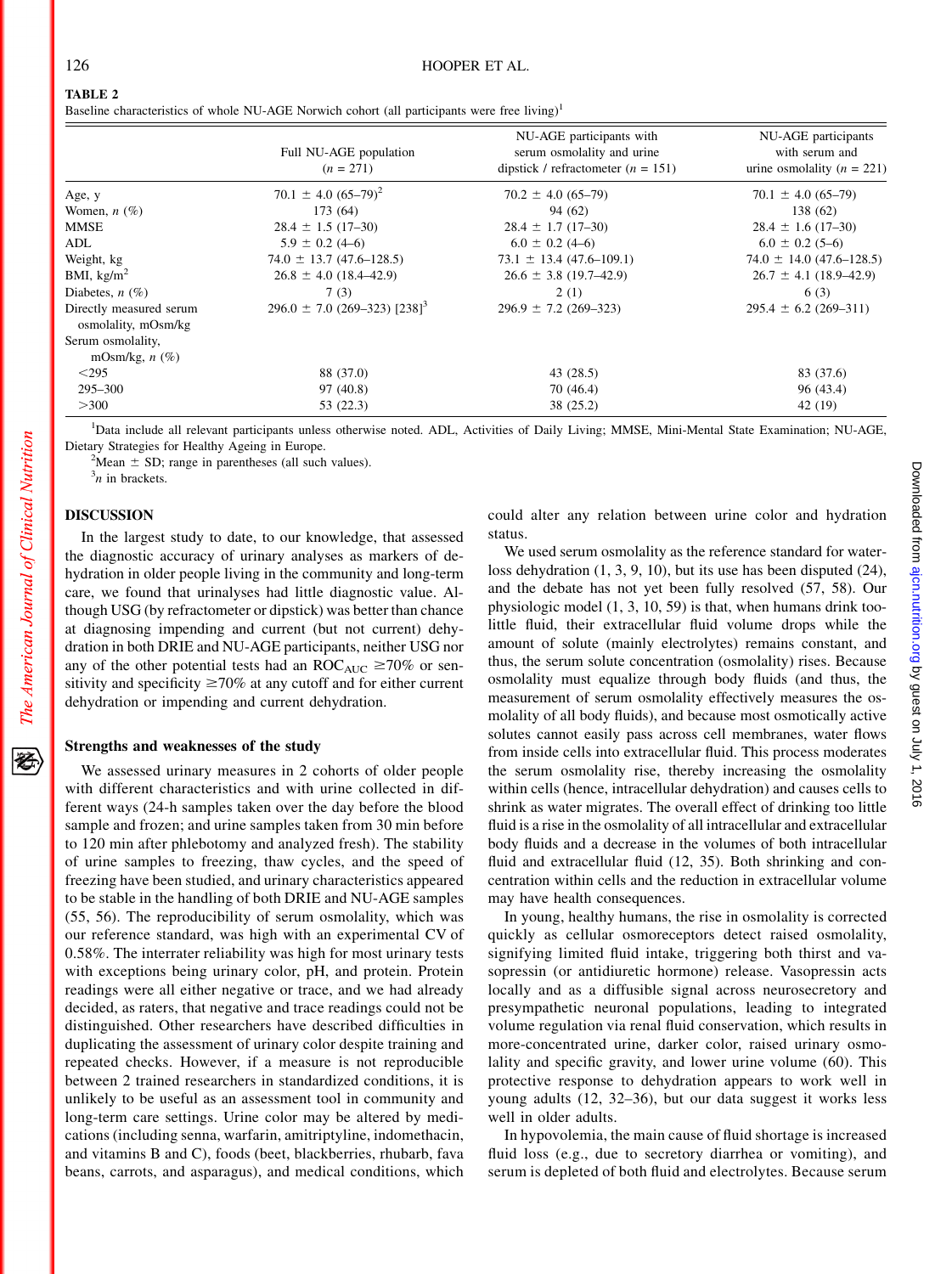**TABLE 2**
Baseline characteristics of whole NU-AGE Norwich cohort (all participants were free living)[1]

| | Full NU-AGE population ($n$ = 271) | NU-AGE participants with serum osmolality and urine dipstick / refractometer ($n$ = 151) | NU-AGE participants with serum and urine osmolality ($n$ = 221) |
|---|---|---|---|
| Age, y | 70.1 ± 4.0 (65–79)[2] | 70.2 ± 4.0 (65–79) | 70.1 ± 4.0 (65–79) |
| Women, $n$ (%) | 173 (64) | 94 (62) | 138 (62) |
| MMSE | 28.4 ± 1.5 (17–30) | 28.4 ± 1.7 (17–30) | 28.4 ± 1.6 (17–30) |
| ADL | 5.9 ± 0.2 (4–6) | 6.0 ± 0.2 (4–6) | 6.0 ± 0.2 (5–6) |
| Weight, kg | 74.0 ± 13.7 (47.6–128.5) | 73.1 ± 13.4 (47.6–109.1) | 74.0 ± 14.0 (47.6–128.5) |
| BMI, kg/m$^2$ | 26.8 ± 4.0 (18.4–42.9) | 26.6 ± 3.8 (19.7–42.9) | 26.7 ± 4.1 (18.9–42.9) |
| Diabetes, $n$ (%) | 7 (3) | 2 (1) | 6 (3) |
| Directly measured serum osmolality, mOsm/kg | 296.0 ± 7.0 (269–323) [238][3] | 296.9 ± 7.2 (269–323) | 295.4 ± 6.2 (269–311) |
| Serum osmolality, mOsm/kg, $n$ (%) | | | |
| <295 | 88 (37.0) | 43 (28.5) | 83 (37.6) |
| 295–300 | 97 (40.8) | 70 (46.4) | 96 (43.4) |
| >300 | 53 (22.3) | 38 (25.2) | 42 (19) |

[1]Data include all relevant participants unless otherwise noted. ADL, Activities of Daily Living; MMSE, Mini-Mental State Examination; NU-AGE, Dietary Strategies for Healthy Ageing in Europe.
[2]Mean ± SD; range in parentheses (all such values).
[3]$n$ in brackets.

## DISCUSSION

In the largest study to date, to our knowledge, that assessed the diagnostic accuracy of urinary analyses as markers of dehydration in older people living in the community and long-term care, we found that urinalyses had little diagnostic value. Although USG (by refractometer or dipstick) was better than chance at diagnosing impending and current (but not current) dehydration in both DRIE and NU-AGE participants, neither USG nor any of the other potential tests had an $ROC_{AUC}$ ≥70% or sensitivity and specificity ≥70% at any cutoff and for either current dehydration or impending and current dehydration.

### Strengths and weaknesses of the study

We assessed urinary measures in 2 cohorts of older people with different characteristics and with urine collected in different ways (24-h samples taken over the day before the blood sample and frozen; and urine samples taken from 30 min before to 120 min after phlebotomy and analyzed fresh). The stability of urine samples to freezing, thaw cycles, and the speed of freezing have been studied, and urinary characteristics appeared to be stable in the handling of both DRIE and NU-AGE samples (55, 56). The reproducibility of serum osmolality, which was our reference standard, was high with an experimental CV of 0.58%. The interrater reliability was high for most urinary tests with exceptions being urinary color, pH, and protein. Protein readings were all either negative or trace, and we had already decided, as raters, that negative and trace readings could not be distinguished. Other researchers have described difficulties in duplicating the assessment of urinary color despite training and repeated checks. However, if a measure is not reproducible between 2 trained researchers in standardized conditions, it is unlikely to be useful as an assessment tool in community and long-term care settings. Urine color may be altered by medications (including senna, warfarin, amitriptyline, indomethacin, and vitamins B and C), foods (beet, blackberries, rhubarb, fava beans, carrots, and asparagus), and medical conditions, which could alter any relation between urine color and hydration status.

We used serum osmolality as the reference standard for water-loss dehydration (1, 3, 9, 10), but its use has been disputed (24), and the debate has not yet been fully resolved (57, 58). Our physiologic model (1, 3, 10, 59) is that, when humans drink too-little fluid, their extracellular fluid volume drops while the amount of solute (mainly electrolytes) remains constant, and thus, the serum solute concentration (osmolality) rises. Because osmolality must equalize through body fluids (and thus, the measurement of serum osmolality effectively measures the osmolality of all body fluids), and because most osmotically active solutes cannot easily pass across cell membranes, water flows from inside cells into extracellular fluid. This process moderates the serum osmolality rise, thereby increasing the osmolality within cells (hence, intracellular dehydration) and causes cells to shrink as water migrates. The overall effect of drinking too little fluid is a rise in the osmolality of all intracellular and extracellular body fluids and a decrease in the volumes of both intracellular fluid and extracellular fluid (12, 35). Both shrinking and concentration within cells and the reduction in extracellular volume may have health consequences.

In young, healthy humans, the rise in osmolality is corrected quickly as cellular osmoreceptors detect raised osmolality, signifying limited fluid intake, triggering both thirst and vasopressin (or antidiuretic hormone) release. Vasopressin acts locally and as a diffusible signal across neurosecretory and presympathetic neuronal populations, leading to integrated volume regulation via renal fluid conservation, which results in more-concentrated urine, darker color, raised urinary osmolality and specific gravity, and lower urine volume (60). This protective response to dehydration appears to work well in young adults (12, 32–36), but our data suggest it works less well in older adults.

In hypovolemia, the main cause of fluid shortage is increased fluid loss (e.g., due to secretory diarrhea or vomiting), and serum is depleted of both fluid and electrolytes. Because serum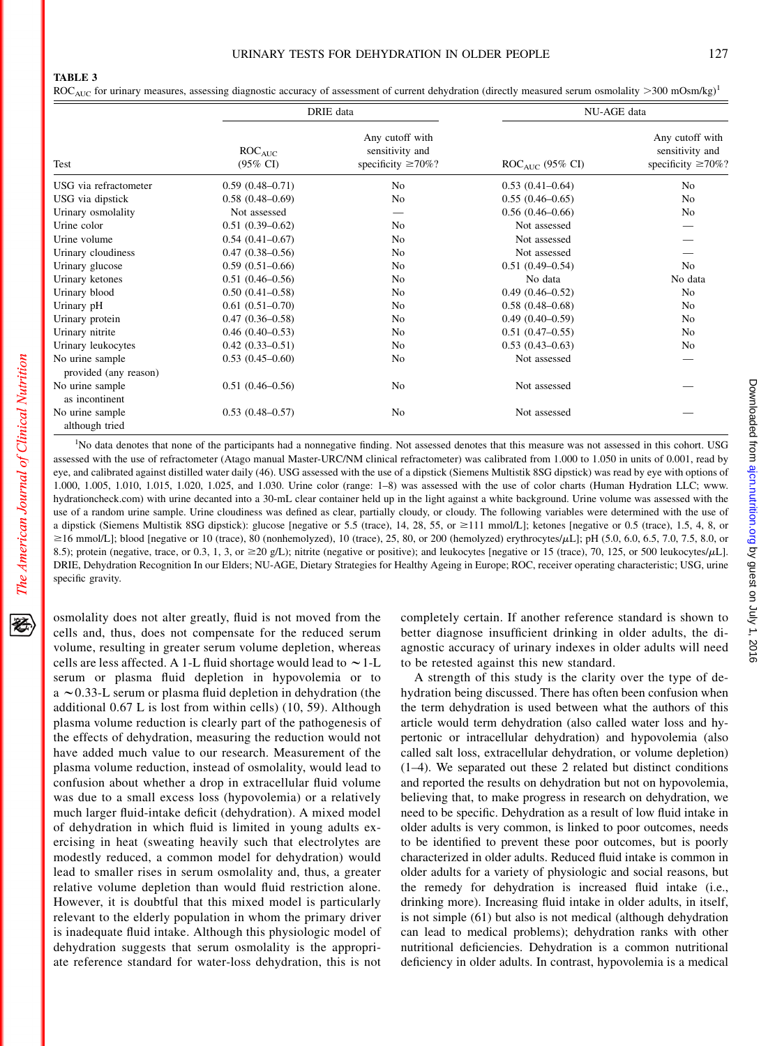**TABLE 3**

$ROC_{AUC}$ for urinary measures, assessing diagnostic accuracy of assessment of current dehydration (directly measured serum osmolality >300 mOsm/kg)[1]

| | DRIE data | | NU-AGE data | |
|---|---|---|---|---|
| Test | $ROC_{AUC}$ (95% CI) | Any cutoff with sensitivity and specificity ≥70%? | $ROC_{AUC}$ (95% CI) | Any cutoff with sensitivity and specificity ≥70%? |
| USG via refractometer | 0.59 (0.48–0.71) | No | 0.53 (0.41–0.64) | No |
| USG via dipstick | 0.58 (0.48–0.69) | No | 0.55 (0.46–0.65) | No |
| Urinary osmolality | Not assessed | — | 0.56 (0.46–0.66) | No |
| Urine color | 0.51 (0.39–0.62) | No | Not assessed | — |
| Urine volume | 0.54 (0.41–0.67) | No | Not assessed | — |
| Urinary cloudiness | 0.47 (0.38–0.56) | No | Not assessed | — |
| Urinary glucose | 0.59 (0.51–0.66) | No | 0.51 (0.49–0.54) | No |
| Urinary ketones | 0.51 (0.46–0.56) | No | No data | No data |
| Urinary blood | 0.50 (0.41–0.58) | No | 0.49 (0.46–0.52) | No |
| Urinary pH | 0.61 (0.51–0.70) | No | 0.58 (0.48–0.68) | No |
| Urinary protein | 0.47 (0.36–0.58) | No | 0.49 (0.40–0.59) | No |
| Urinary nitrite | 0.46 (0.40–0.53) | No | 0.51 (0.47–0.55) | No |
| Urinary leukocytes | 0.42 (0.33–0.51) | No | 0.53 (0.43–0.63) | No |
| No urine sample provided (any reason) | 0.53 (0.45–0.60) | No | Not assessed | — |
| No urine sample as incontinent | 0.51 (0.46–0.56) | No | Not assessed | — |
| No urine sample although tried | 0.53 (0.48–0.57) | No | Not assessed | — |

[1]No data denotes that none of the participants had a nonnegative finding. Not assessed denotes that this measure was not assessed in this cohort. USG assessed with the use of refractometer (Atago manual Master-URC/NM clinical refractometer) was calibrated from 1.000 to 1.050 in units of 0.001, read by eye, and calibrated against distilled water daily (46). USG assessed with the use of a dipstick (Siemens Multistik 8SG dipstick) was read by eye with options of 1.000, 1.005, 1.010, 1.015, 1.020, 1.025, and 1.030. Urine color (range: 1–8) was assessed with the use of color charts (Human Hydration LLC; www.hydrationcheck.com) with urine decanted into a 30-mL clear container held up in the light against a white background. Urine volume was assessed with the use of a random urine sample. Urine cloudiness was defined as clear, partially cloudy, or cloudy. The following variables were determined with the use of a dipstick (Siemens Multistik 8SG dipstick): glucose [negative or 5.5 (trace), 14, 28, 55, or ≥111 mmol/L]; ketones [negative or 0.5 (trace), 1.5, 4, 8, or ≥16 mmol/L]; blood [negative or 10 (trace), 80 (nonhemolyzed), 10 (trace), 25, 80, or 200 (hemolyzed) erythrocytes/μL]; pH (5.0, 6.0, 6.5, 7.0, 7.5, 8.0, or 8.5); protein (negative, trace, or 0.3, 1, 3, or ≥20 g/L); nitrite (negative or positive); and leukocytes [negative or 15 (trace), 70, 125, or 500 leukocytes/μL]. DRIE, Dehydration Recognition In our Elders; NU-AGE, Dietary Strategies for Healthy Ageing in Europe; ROC, receiver operating characteristic; USG, urine specific gravity.

osmolality does not alter greatly, fluid is not moved from the cells and, thus, does not compensate for the reduced serum volume, resulting in greater serum volume depletion, whereas cells are less affected. A 1-L fluid shortage would lead to ∼1-L serum or plasma fluid depletion in hypovolemia or to a ∼0.33-L serum or plasma fluid depletion in dehydration (the additional 0.67 L is lost from within cells) (10, 59). Although plasma volume reduction is clearly part of the pathogenesis of the effects of dehydration, measuring the reduction would not have added much value to our research. Measurement of the plasma volume reduction, instead of osmolality, would lead to confusion about whether a drop in extracellular fluid volume was due to a small excess loss (hypovolemia) or a relatively much larger fluid-intake deficit (dehydration). A mixed model of dehydration in which fluid is limited in young adults exercising in heat (sweating heavily such that electrolytes are modestly reduced, a common model for dehydration) would lead to smaller rises in serum osmolality and, thus, a greater relative volume depletion than would fluid restriction alone. However, it is doubtful that this mixed model is particularly relevant to the elderly population in whom the primary driver is inadequate fluid intake. Although this physiologic model of dehydration suggests that serum osmolality is the appropriate reference standard for water-loss dehydration, this is not completely certain. If another reference standard is shown to better diagnose insufficient drinking in older adults, the diagnostic accuracy of urinary indexes in older adults will need to be retested against this new standard.

A strength of this study is the clarity over the type of dehydration being discussed. There has often been confusion when the term dehydration is used between what the authors of this article would term dehydration (also called water loss and hypertonic or intracellular dehydration) and hypovolemia (also called salt loss, extracellular dehydration, or volume depletion) (1–4). We separated out these 2 related but distinct conditions and reported the results on dehydration but not on hypovolemia, believing that, to make progress in research on dehydration, we need to be specific. Dehydration as a result of low fluid intake in older adults is very common, is linked to poor outcomes, needs to be identified to prevent these poor outcomes, but is poorly characterized in older adults. Reduced fluid intake is common in older adults for a variety of physiologic and social reasons, but the remedy for dehydration is increased fluid intake (i.e., drinking more). Increasing fluid intake in older adults, in itself, is not simple (61) but also is not medical (although dehydration can lead to medical problems); dehydration ranks with other nutritional deficiencies. Dehydration is a common nutritional deficiency in older adults. In contrast, hypovolemia is a medical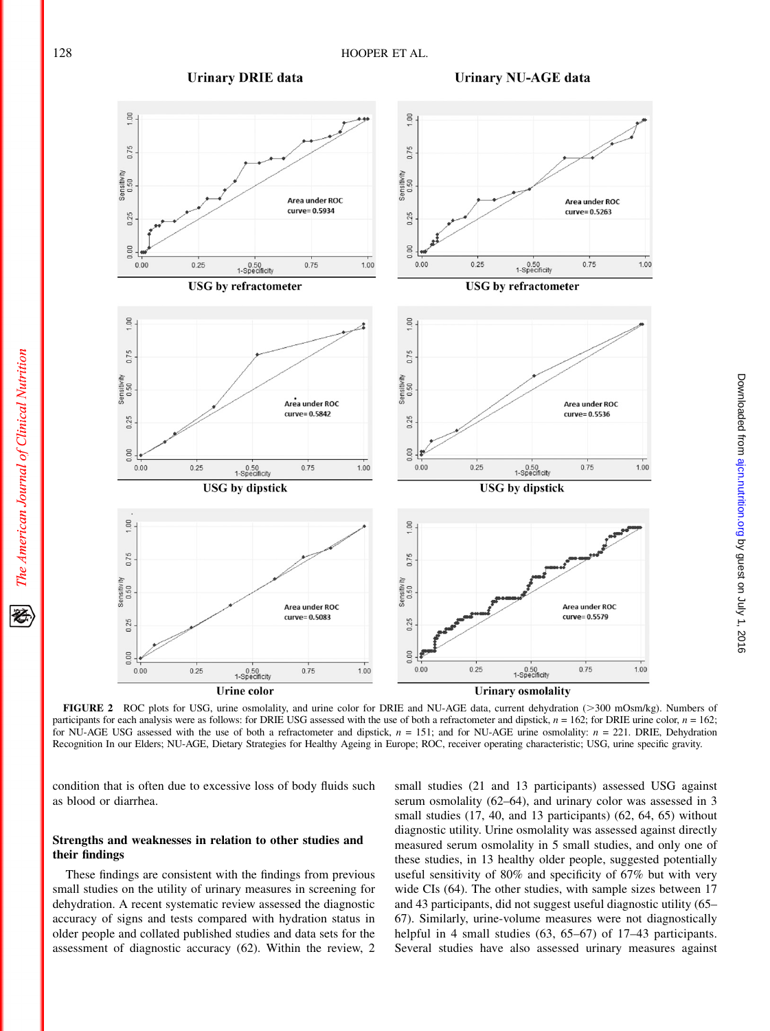**FIGURE 2** ROC plots for USG, urine osmolality, and urine color for DRIE and NU-AGE data, current dehydration (>300 mOsm/kg). Numbers of participants for each analysis were as follows: for DRIE USG assessed with the use of both a refractometer and dipstick, $n$ = 162; for DRIE urine color, $n$ = 162; for NU-AGE USG assessed with the use of both a refractometer and dipstick, $n$ = 151; and for NU-AGE urine osmolality: $n$ = 221. DRIE, Dehydration Recognition In our Elders; NU-AGE, Dietary Strategies for Healthy Ageing in Europe; ROC, receiver operating characteristic; USG, urine specific gravity.

condition that is often due to excessive loss of body fluids such as blood or diarrhea.

### Strengths and weaknesses in relation to other studies and their findings

These findings are consistent with the findings from previous small studies on the utility of urinary measures in screening for dehydration. A recent systematic review assessed the diagnostic accuracy of signs and tests compared with hydration status in older people and collated published studies and data sets for the assessment of diagnostic accuracy (62). Within the review, 2 small studies (21 and 13 participants) assessed USG against serum osmolality (62–64), and urinary color was assessed in 3 small studies (17, 40, and 13 participants) (62, 64, 65) without diagnostic utility. Urine osmolality was assessed against directly measured serum osmolality in 5 small studies, and only one of these studies, in 13 healthy older people, suggested potentially useful sensitivity of 80% and specificity of 67% but with very wide CIs (64). The other studies, with sample sizes between 17 and 43 participants, did not suggest useful diagnostic utility (65–67). Similarly, urine-volume measures were not diagnostically helpful in 4 small studies (63, 65–67) of 17–43 participants. Several studies have also assessed urinary measures against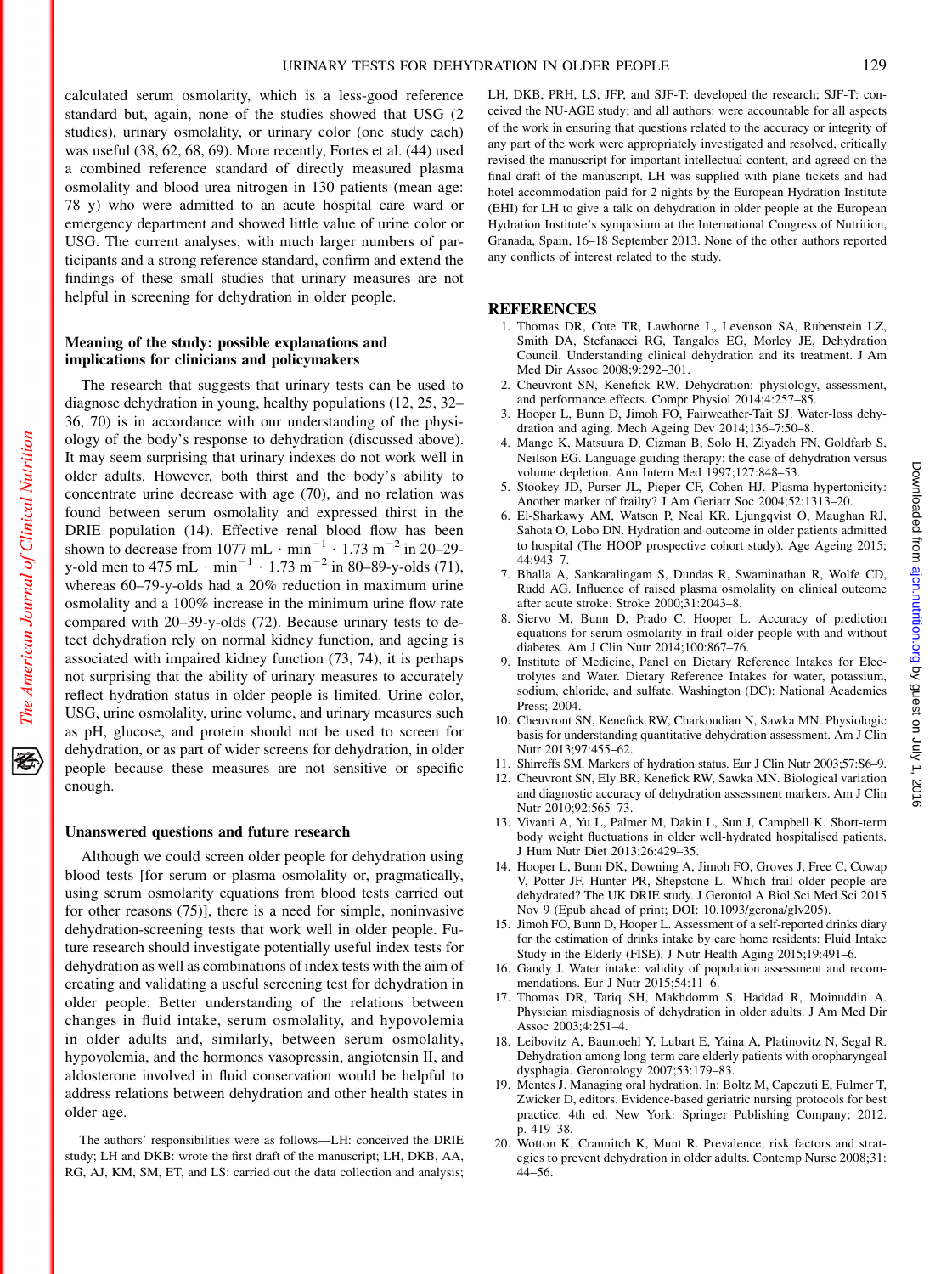calculated serum osmolarity, which is a less-good reference standard but, again, none of the studies showed that USG (2 studies), urinary osmolality, or urinary color (one study each) was useful (38, 62, 68, 69). More recently, Fortes et al. (44) used a combined reference standard of directly measured plasma osmolality and blood urea nitrogen in 130 patients (mean age: 78 y) who were admitted to an acute hospital care ward or emergency department and showed little value of urine color or USG. The current analyses, with much larger numbers of participants and a strong reference standard, confirm and extend the findings of these small studies that urinary measures are not helpful in screening for dehydration in older people.

### Meaning of the study: possible explanations and implications for clinicians and policymakers

The research that suggests that urinary tests can be used to diagnose dehydration in young, healthy populations (12, 25, 32–36, 70) is in accordance with our understanding of the physiology of the body's response to dehydration (discussed above). It may seem surprising that urinary indexes do not work well in older adults. However, both thirst and the body's ability to concentrate urine decrease with age (70), and no relation was found between serum osmolality and expressed thirst in the DRIE population (14). Effective renal blood flow has been shown to decrease from 1077 $mL \cdot min^{-1} \cdot 1.73\ m^{-2}$ in 20–29-y-old men to 475 $mL \cdot min^{-1} \cdot 1.73\ m^{-2}$ in 80–89-y-olds (71), whereas 60–79-y-olds had a 20% reduction in maximum urine osmolality and a 100% increase in the minimum urine flow rate compared with 20–39-y-olds (72). Because urinary tests to detect dehydration rely on normal kidney function, and ageing is associated with impaired kidney function (73, 74), it is perhaps not surprising that the ability of urinary measures to accurately reflect hydration status in older people is limited. Urine color, USG, urine osmolality, urine volume, and urinary measures such as pH, glucose, and protein should not be used to screen for dehydration, or as part of wider screens for dehydration, in older people because these measures are not sensitive or specific enough.

### Unanswered questions and future research

Although we could screen older people for dehydration using blood tests [for serum or plasma osmolality or, pragmatically, using serum osmolarity equations from blood tests carried out for other reasons (75)], there is a need for simple, noninvasive dehydration-screening tests that work well in older people. Future research should investigate potentially useful index tests for dehydration as well as combinations of index tests with the aim of creating and validating a useful screening test for dehydration in older people. Better understanding of the relations between changes in fluid intake, serum osmolality, and hypovolemia in older adults and, similarly, between serum osmolality, hypovolemia, and the hormones vasopressin, angiotensin II, and aldosterone involved in fluid conservation would be helpful to address relations between dehydration and other health states in older age.

The authors' responsibilities were as follows—LH: conceived the DRIE study; LH and DKB: wrote the first draft of the manuscript; LH, DKB, AA, RG, AJ, KM, SM, ET, and LS: carried out the data collection and analysis; LH, DKB, PRH, LS, JFP, and SJF-T: developed the research; SJF-T: conceived the NU-AGE study; and all authors: were accountable for all aspects of the work in ensuring that questions related to the accuracy or integrity of any part of the work were appropriately investigated and resolved, critically revised the manuscript for important intellectual content, and agreed on the final draft of the manuscript. LH was supplied with plane tickets and had hotel accommodation paid for 2 nights by the European Hydration Institute (EHI) for LH to give a talk on dehydration in older people at the European Hydration Institute's symposium at the International Congress of Nutrition, Granada, Spain, 16–18 September 2013. None of the other authors reported any conflicts of interest related to the study.

## REFERENCES

1. Thomas DR, Cote TR, Lawhorne L, Levenson SA, Rubenstein LZ, Smith DA, Stefanacci RG, Tangalos EG, Morley JE, Dehydration Council. Understanding clinical dehydration and its treatment. J Am Med Dir Assoc 2008;9:292–301.
2. Cheuvront SN, Kenefick RW. Dehydration: physiology, assessment, and performance effects. Compr Physiol 2014;4:257–85.
3. Hooper L, Bunn D, Jimoh FO, Fairweather-Tait SJ. Water-loss dehydration and aging. Mech Ageing Dev 2014;136–7:50–8.
4. Mange K, Matsuura D, Cizman B, Solo H, Ziyadeh FN, Goldfarb S, Neilson EG. Language guiding therapy: the case of dehydration versus volume depletion. Ann Intern Med 1997;127:848–53.
5. Stookey JD, Purser JL, Pieper CF, Cohen HJ. Plasma hypertonicity: Another marker of frailty? J Am Geriatr Soc 2004;52:1313–20.
6. El-Sharkawy AM, Watson P, Neal KR, Ljungqvist O, Maughan RJ, Sahota O, Lobo DN. Hydration and outcome in older patients admitted to hospital (The HOOP prospective cohort study). Age Ageing 2015; 44:943–7.
7. Bhalla A, Sankaralingam S, Dundas R, Swaminathan R, Wolfe CD, Rudd AG. Influence of raised plasma osmolality on clinical outcome after acute stroke. Stroke 2000;31:2043–8.
8. Siervo M, Bunn D, Prado C, Hooper L. Accuracy of prediction equations for serum osmolarity in frail older people with and without diabetes. Am J Clin Nutr 2014;100:867–76.
9. Institute of Medicine, Panel on Dietary Reference Intakes for Electrolytes and Water. Dietary Reference Intakes for water, potassium, sodium, chloride, and sulfate. Washington (DC): National Academies Press; 2004.
10. Cheuvront SN, Kenefick RW, Charkoudian N, Sawka MN. Physiologic basis for understanding quantitative dehydration assessment. Am J Clin Nutr 2013;97:455–62.
11. Shirreffs SM. Markers of hydration status. Eur J Clin Nutr 2003;57:S6–9.
12. Cheuvront SN, Ely BR, Kenefick RW, Sawka MN. Biological variation and diagnostic accuracy of dehydration assessment markers. Am J Clin Nutr 2010;92:565–73.
13. Vivanti A, Yu L, Palmer M, Dakin L, Sun J, Campbell K. Short-term body weight fluctuations in older well-hydrated hospitalised patients. J Hum Nutr Diet 2013;26:429–35.
14. Hooper L, Bunn DK, Downing A, Jimoh FO, Groves J, Free C, Cowap V, Potter JF, Hunter PR, Shepstone L. Which frail older people are dehydrated? The UK DRIE study. J Gerontol A Biol Sci Med Sci 2015 Nov 9 (Epub ahead of print; DOI: 10.1093/gerona/glv205).
15. Jimoh FO, Bunn D, Hooper L. Assessment of a self-reported drinks diary for the estimation of drinks intake by care home residents: Fluid Intake Study in the Elderly (FISE). J Nutr Health Aging 2015;19:491–6.
16. Gandy J. Water intake: validity of population assessment and recommendations. Eur J Nutr 2015;54:11–6.
17. Thomas DR, Tariq SH, Makhdomm S, Haddad R, Moinuddin A. Physician misdiagnosis of dehydration in older adults. J Am Med Dir Assoc 2003;4:251–4.
18. Leibovitz A, Baumoehl Y, Lubart E, Yaina A, Platinovitz N, Segal R. Dehydration among long-term care elderly patients with oropharyngeal dysphagia. Gerontology 2007;53:179–83.
19. Mentes J. Managing oral hydration. In: Boltz M, Capezuti E, Fulmer T, Zwicker D, editors. Evidence-based geriatric nursing protocols for best practice. 4th ed. New York: Springer Publishing Company; 2012. p. 419–38.
20. Wotton K, Crannitch K, Munt R. Prevalence, risk factors and strategies to prevent dehydration in older adults. Contemp Nurse 2008;31: 44–56.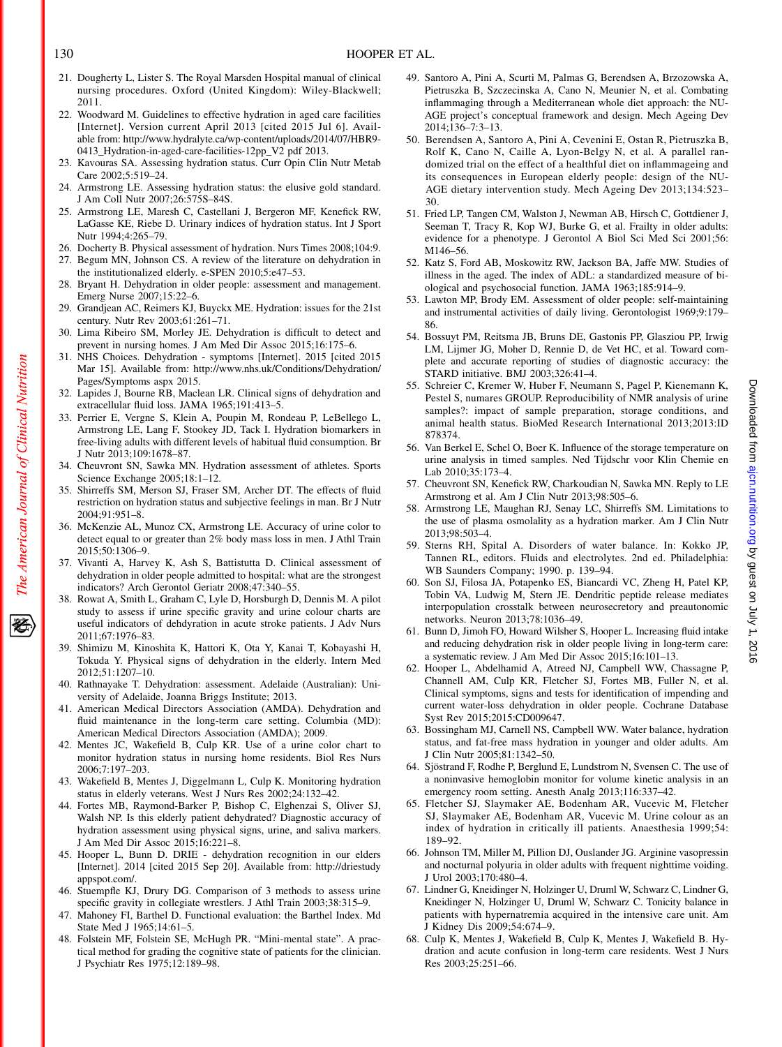21. Dougherty L, Lister S. The Royal Marsden Hospital manual of clinical nursing procedures. Oxford (United Kingdom): Wiley-Blackwell; 2011.
22. Woodward M. Guidelines to effective hydration in aged care facilities [Internet]. Version current April 2013 [cited 2015 Jul 6]. Available from: http://www.hydralyte.ca/wp-content/uploads/2014/07/HBR9-0413_Hydration-in-aged-care-facilities-12pp_V2 pdf 2013.
23. Kavouras SA. Assessing hydration status. Curr Opin Clin Nutr Metab Care 2002;5:519–24.
24. Armstrong LE. Assessing hydration status: the elusive gold standard. J Am Coll Nutr 2007;26:575S–84S.
25. Armstrong LE, Maresh C, Castellani J, Bergeron MF, Kenefick RW, LaGasse KE, Riebe D. Urinary indices of hydration status. Int J Sport Nutr 1994;4:265–79.
26. Docherty B. Physical assessment of hydration. Nurs Times 2008;104:9.
27. Begum MN, Johnson CS. A review of the literature on dehydration in the institutionalized elderly. e-SPEN 2010;5:e47–53.
28. Bryant H. Dehydration in older people: assessment and management. Emerg Nurse 2007;15:22–6.
29. Grandjean AC, Reimers KJ, Buyckx ME. Hydration: issues for the 21st century. Nutr Rev 2003;61:261–71.
30. Lima Ribeiro SM, Morley JE. Dehydration is difficult to detect and prevent in nursing homes. J Am Med Dir Assoc 2015;16:175–6.
31. NHS Choices. Dehydration - symptoms [Internet]. 2015 [cited 2015 Mar 15]. Available from: http://www.nhs.uk/Conditions/Dehydration/Pages/Symptoms aspx 2015.
32. Lapides J, Bourne RB, Maclean LR. Clinical signs of dehydration and extracellular fluid loss. JAMA 1965;191:413–5.
33. Perrier E, Vergne S, Klein A, Poupin M, Rondeau P, LeBellego L, Armstrong LE, Lang F, Stookey JD, Tack I. Hydration biomarkers in free-living adults with different levels of habitual fluid consumption. Br J Nutr 2013;109:1678–87.
34. Cheuvront SN, Sawka MN. Hydration assessment of athletes. Sports Science Exchange 2005;18:1–12.
35. Shirreffs SM, Merson SJ, Fraser SM, Archer DT. The effects of fluid restriction on hydration status and subjective feelings in man. Br J Nutr 2004;91:951–8.
36. McKenzie AL, Munoz CX, Armstrong LE. Accuracy of urine color to detect equal to or greater than 2% body mass loss in men. J Athl Train 2015;50:1306–9.
37. Vivanti A, Harvey K, Ash S, Battistutta D. Clinical assessment of dehydration in older people admitted to hospital: what are the strongest indicators? Arch Gerontol Geriatr 2008;47:340–55.
38. Rowat A, Smith L, Graham C, Lyle D, Horsburgh D, Dennis M. A pilot study to assess if urine specific gravity and urine colour charts are useful indicators of dehydration in acute stroke patients. J Adv Nurs 2011;67:1976–83.
39. Shimizu M, Kinoshita K, Hattori K, Ota Y, Kanai T, Kobayashi H, Tokuda Y. Physical signs of dehydration in the elderly. Intern Med 2012;51:1207–10.
40. Rathnayake T. Dehydration: assessment. Adelaide (Australian): University of Adelaide, Joanna Briggs Institute; 2013.
41. American Medical Directors Association (AMDA). Dehydration and fluid maintenance in the long-term care setting. Columbia (MD): American Medical Directors Association (AMDA); 2009.
42. Mentes JC, Wakefield B, Culp KR. Use of a urine color chart to monitor hydration status in nursing home residents. Biol Res Nurs 2006;7:197–203.
43. Wakefield B, Mentes J, Diggelmann L, Culp K. Monitoring hydration status in elderly veterans. West J Nurs Res 2002;24:132–42.
44. Fortes MB, Raymond-Barker P, Bishop C, Elghenzai S, Oliver SJ, Walsh NP. Is this elderly patient dehydrated? Diagnostic accuracy of hydration assessment using physical signs, urine, and saliva markers. J Am Med Dir Assoc 2015;16:221–8.
45. Hooper L, Bunn D. DRIE - dehydration recognition in our elders [Internet]. 2014 [cited 2015 Sep 20]. Available from: http://driestudy appspot.com/.
46. Stuempfle KJ, Drury DG. Comparison of 3 methods to assess urine specific gravity in collegiate wrestlers. J Athl Train 2003;38:315–9.
47. Mahoney FI, Barthel D. Functional evaluation: the Barthel Index. Md State Med J 1965;14:61–5.
48. Folstein MF, Folstein SE, McHugh PR. "Mini-mental state". A practical method for grading the cognitive state of patients for the clinician. J Psychiatr Res 1975;12:189–98.
49. Santoro A, Pini A, Scurti M, Palmas G, Berendsen A, Brzozowska A, Pietruszka B, Szczecinska A, Cano N, Meunier N, et al. Combating inflammaging through a Mediterranean whole diet approach: the NU-AGE project's conceptual framework and design. Mech Ageing Dev 2014;136–7:3–13.
50. Berendsen A, Santoro A, Pini A, Cevenini E, Ostan R, Pietruszka B, Rolf K, Cano N, Caille A, Lyon-Belgy N, et al. A parallel randomized trial on the effect of a healthful diet on inflammageing and its consequences in European elderly people: design of the NU-AGE dietary intervention study. Mech Ageing Dev 2013;134:523–30.
51. Fried LP, Tangen CM, Walston J, Newman AB, Hirsch C, Gottdiener J, Seeman T, Tracy R, Kop WJ, Burke G, et al. Frailty in older adults: evidence for a phenotype. J Gerontol A Biol Sci Med Sci 2001;56:M146–56.
52. Katz S, Ford AB, Moskowitz RW, Jackson BA, Jaffe MW. Studies of illness in the aged. The index of ADL: a standardized measure of biological and psychosocial function. JAMA 1963;185:914–9.
53. Lawton MP, Brody EM. Assessment of older people: self-maintaining and instrumental activities of daily living. Gerontologist 1969;9:179–86.
54. Bossuyt PM, Reitsma JB, Bruns DE, Gastonis PP, Glasziou PP, Irwig LM, Lijmer JG, Moher D, Rennie D, de Vet HC, et al. Toward complete and accurate reporting of studies of diagnostic accuracy: the STARD initiative. BMJ 2003;326:41–4.
55. Schreier C, Kremer W, Huber F, Neumann S, Pagel P, Kienemann K, Pestel S, numares GROUP. Reproducibility of NMR analysis of urine samples?: impact of sample preparation, storage conditions, and animal health status. BioMed Research International 2013;2013:ID 878374.
56. Van Berkel E, Schel O, Boer K. Influence of the storage temperature on urine analysis in timed samples. Ned Tijdschr voor Klin Chemie en Lab 2010;35:173–4.
57. Cheuvront SN, Kenefick RW, Charkoudian N, Sawka MN. Reply to LE Armstrong et al. Am J Clin Nutr 2013;98:505–6.
58. Armstrong LE, Maughan RJ, Senay LC, Shirreffs SM. Limitations to the use of plasma osmolality as a hydration marker. Am J Clin Nutr 2013;98:503–4.
59. Sterns RH, Spital A. Disorders of water balance. In: Kokko JP, Tannen RL, editors. Fluids and electrolytes. 2nd ed. Philadelphia: WB Saunders Company; 1990. p. 139–94.
60. Son SJ, Filosa JA, Potapenko ES, Biancardi VC, Zheng H, Patel KP, Tobin VA, Ludwig M, Stern JE. Dendritic peptide release mediates interpopulation crosstalk between neurosecretory and preautonomic networks. Neuron 2013;78:1036–49.
61. Bunn D, Jimoh FO, Howard Wilsher S, Hooper L. Increasing fluid intake and reducing dehydration risk in older people living in long-term care: a systematic review. J Am Med Dir Assoc 2015;16:101–13.
62. Hooper L, Abdelhamid A, Atreed NJ, Campbell WW, Chassagne P, Channell AM, Culp KR, Fletcher SJ, Fortes MB, Fuller N, et al. Clinical symptoms, signs and tests for identification of impending and current water-loss dehydration in older people. Cochrane Database Syst Rev 2015;2015:CD009647.
63. Bossingham MJ, Carnell NS, Campbell WW. Water balance, hydration status, and fat-free mass hydration in younger and older adults. Am J Clin Nutr 2005;81:1342–50.
64. Sjöstrand F, Rodhe P, Berglund E, Lundstrom N, Svensen C. The use of a noninvasive hemoglobin monitor for volume kinetic analysis in an emergency room setting. Anesth Analg 2013;116:337–42.
65. Fletcher SJ, Slaymaker AE, Bodenham AR, Vucevic M, Fletcher SJ, Slaymaker AE, Bodenham AR, Vucevic M. Urine colour as an index of hydration in critically ill patients. Anaesthesia 1999;54:189–92.
66. Johnson TM, Miller M, Pillion DJ, Ouslander JG. Arginine vasopressin and nocturnal polyuria in older adults with frequent nighttime voiding. J Urol 2003;170:480–4.
67. Lindner G, Kneidinger N, Holzinger U, Druml W, Schwarz C, Lindner G, Kneidinger N, Holzinger U, Druml W, Schwarz C. Tonicity balance in patients with hypernatremia acquired in the intensive care unit. Am J Kidney Dis 2009;54:674–9.
68. Culp K, Mentes J, Wakefield B, Culp K, Mentes J, Wakefield B. Hydration and acute confusion in long-term care residents. West J Nurs Res 2003;25:251–66.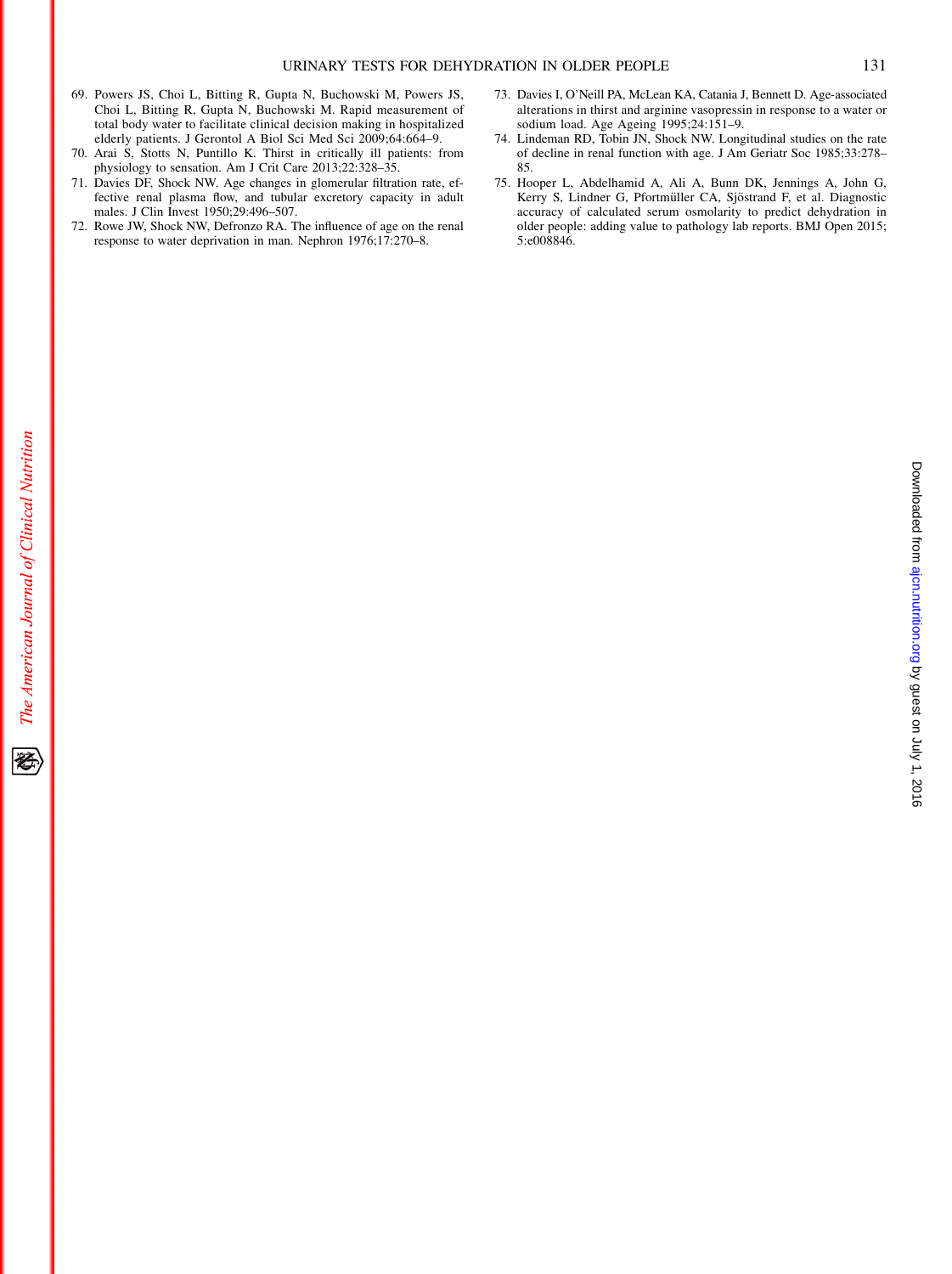69. Powers JS, Choi L, Bitting R, Gupta N, Buchowski M, Powers JS, Choi L, Bitting R, Gupta N, Buchowski M. Rapid measurement of total body water to facilitate clinical decision making in hospitalized elderly patients. J Gerontol A Biol Sci Med Sci 2009;64:664–9.
70. Arai S, Stotts N, Puntillo K. Thirst in critically ill patients: from physiology to sensation. Am J Crit Care 2013;22:328–35.
71. Davies DF, Shock NW. Age changes in glomerular filtration rate, effective renal plasma flow, and tubular excretory capacity in adult males. J Clin Invest 1950;29:496–507.
72. Rowe JW, Shock NW, Defronzo RA. The influence of age on the renal response to water deprivation in man. Nephron 1976;17:270–8.
73. Davies I, O'Neill PA, McLean KA, Catania J, Bennett D. Age-associated alterations in thirst and arginine vasopressin in response to a water or sodium load. Age Ageing 1995;24:151–9.
74. Lindeman RD, Tobin JN, Shock NW. Longitudinal studies on the rate of decline in renal function with age. J Am Geriatr Soc 1985;33:278–85.
75. Hooper L, Abdelhamid A, Ali A, Bunn DK, Jennings A, John G, Kerry S, Lindner G, Pfortmüller CA, Sjöstrand F, et al. Diagnostic accuracy of calculated serum osmolarity to predict dehydration in older people: adding value to pathology lab reports. BMJ Open 2015;5:e008846.